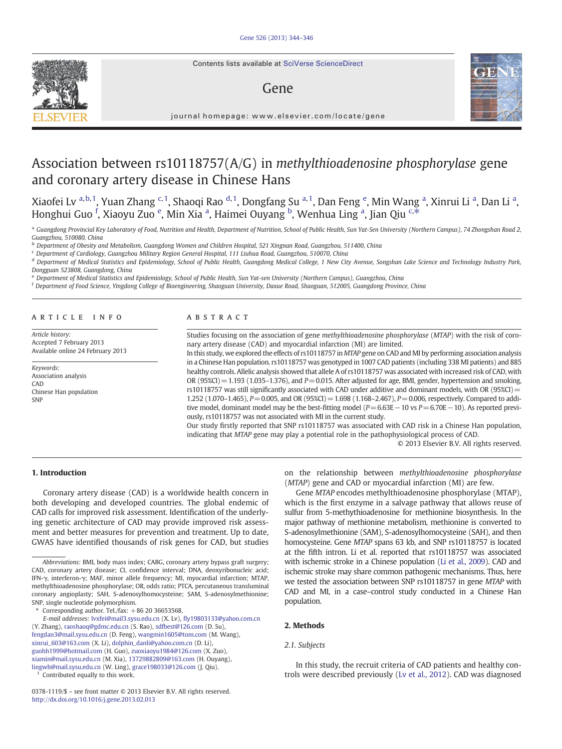# Association between rs10118757(A/G) in *methylthioadenosine phosphorylase* gene and coronary artery disease in Chinese Hans

Xiaofei Lv [a,b,1], Yuan Zhang [c,1], Shaoqi Rao [d,1], Dongfang Su [a,1], Dan Feng [e], Min Wang [a], Xinrui Li [a], Dan Li [a], Honghui Guo [f], Xiaoyu Zuo [e], Min Xia [a], Haimei Ouyang [b], Wenhua Ling [a], Jian Qiu [c,*]

[a] Guangdong Provincial Key Laboratory of Food, Nutrition and Health, Department of Nutrition, School of Public Health, Sun Yat-Sen University (Northern Campus), 74 Zhongshan Road 2, Guangzhou, 510080, China

[b] Department of Obesity and Metabolism, Guangdong Women and Children Hospital, 521 Xingnan Road, Guangzhou, 511400, China

[c] Department of Cardiology, Guangzhou Military Region General Hospital, 111 Liuhua Road, Guangzhou, 510070, China

[d] Department of Medical Statistics and Epidemiology, School of Public Health, Guangdong Medical College, 1 New City Avenue, Songshan Lake Science and Technology Industry Park, Dongguan 523808, Guangdong, China

[e] Department of Medical Statistics and Epidemiology, School of Public Health, Sun Yat-sen University (Northern Campus), Guangzhou, China

[f] Department of Food Science, Yingdong College of Bioengineering, Shaoguan University, Daxue Road, Shaoguan, 512005, Guangdong Province, China

## ARTICLE INFO

*Article history:*
Accepted 7 February 2013
Available online 24 February 2013

*Keywords:*
Association analysis
CAD
Chinese Han population
SNP

## ABSTRACT

Studies focusing on the association of gene *methylthioadenosine phosphorylase* (*MTAP*) with the risk of coronary artery disease (CAD) and myocardial infarction (MI) are limited.

In this study, we explored the effects of rs10118757 in *MTAP* gene on CAD and MI by performing association analysis in a Chinese Han population. rs10118757 was genotyped in 1007 CAD patients (including 338 MI patients) and 885 healthy controls. Allelic analysis showed that allele A of rs10118757 was associated with increased risk of CAD, with OR (95%CI) = 1.193 (1.035–1.376), and $P = 0.015$. After adjusted for age, BMI, gender, hypertension and smoking, rs10118757 was still significantly associated with CAD under additive and dominant models, with OR (95%CI) = 1.252 (1.070–1.465), $P = 0.005$, and OR (95%CI) = 1.698 (1.168–2.467), $P = 0.006$, respectively. Compared to additive model, dominant model may be the best-fitting model ($P = 6.63E-10$ vs $P = 6.70E-10$). As reported previously, rs10118757 was not associated with MI in the current study.

Our study firstly reported that SNP rs10118757 was associated with CAD risk in a Chinese Han population, indicating that *MTAP* gene may play a potential role in the pathophysiological process of CAD.

© 2013 Elsevier B.V. All rights reserved.

## 1. Introduction

Coronary artery disease (CAD) is a worldwide health concern in both developing and developed countries. The global endemic of CAD calls for improved risk assessment. Identification of the underlying genetic architecture of CAD may provide improved risk assessment and better measures for prevention and treatment. Up to date, GWAS have identified thousands of risk genes for CAD, but studies on the relationship between *methylthioadenosine phosphorylase* (*MTAP*) gene and CAD or myocardial infarction (MI) are few.

Gene *MTAP* encodes methylthioadenosine phosphorylase (MTAP), which is the first enzyme in a salvage pathway that allows reuse of sulfur from 5-methythioadenosine for methionine biosynthesis. In the major pathway of methionine metabolism, methionine is converted to S-adenosylmethionine (SAM), S-adenosylhomocysteine (SAH), and then homocysteine. Gene *MTAP* spans 63 kb, and SNP rs10118757 is located at the fifth intron. Li et al. reported that rs10118757 was associated with ischemic stroke in a Chinese population (Li et al., 2009). CAD and ischemic stroke may share common pathogenic mechanisms. Thus, here we tested the association between SNP rs10118757 in gene *MTAP* with CAD and MI, in a case–control study conducted in a Chinese Han population.

## 2. Methods

### 2.1. Subjects

In this study, the recruit criteria of CAD patients and healthy controls were described previously (Lv et al., 2012). CAD was diagnosed

---

*Abbreviations:* BMI, body mass index; CABG, coronary artery bypass graft surgery; CAD, coronary artery disease; CI, confidence interval; DNA, deoxyribonucleic acid; IFN-γ, interferon-γ; MAF, minor allele frequency; MI, myocardial infarction; MTAP, methylthioadenosine phosphorylase; OR, odds ratio; PTCA, percutaneous transluminal coronary angioplasty; SAH, S-adenosylhomocysteine; SAM, S-adenosylmethionine; SNP, single nucleotide polymorphism.

\* Corresponding author. Tel./fax: +86 20 36653568.

*E-mail addresses:* lvxfei@mail3.sysu.edu.cn (X. Lv), fly19803133@yahoo.com.cn (Y. Zhang), raoshaoq@gdmc.edu.cn (S. Rao), sdfbest@126.com (D. Su), fengdan3@mail.sysu.edu.cn (D. Feng), wangmin1605@tom.com (M. Wang), xinrui_603@163.com (X. Li), dolphin_danli@yahoo.com.cn (D. Li), guohh1999@hotmail.com (H. Guo), zuoxiaoyu1984@126.com (X. Zuo), xiamin@mail.sysu.edu.cn (M. Xia), 13729882809@163.com (H. Ouyang), lingwh@mail.sysu.edu.cn (W. Ling), grace198033@126.com (J. Qiu).

[1] Contributed equally to this work.

0378-1119/$ – see front matter © 2013 Elsevier B.V. All rights reserved.
http://dx.doi.org/10.1016/j.gene.2013.02.013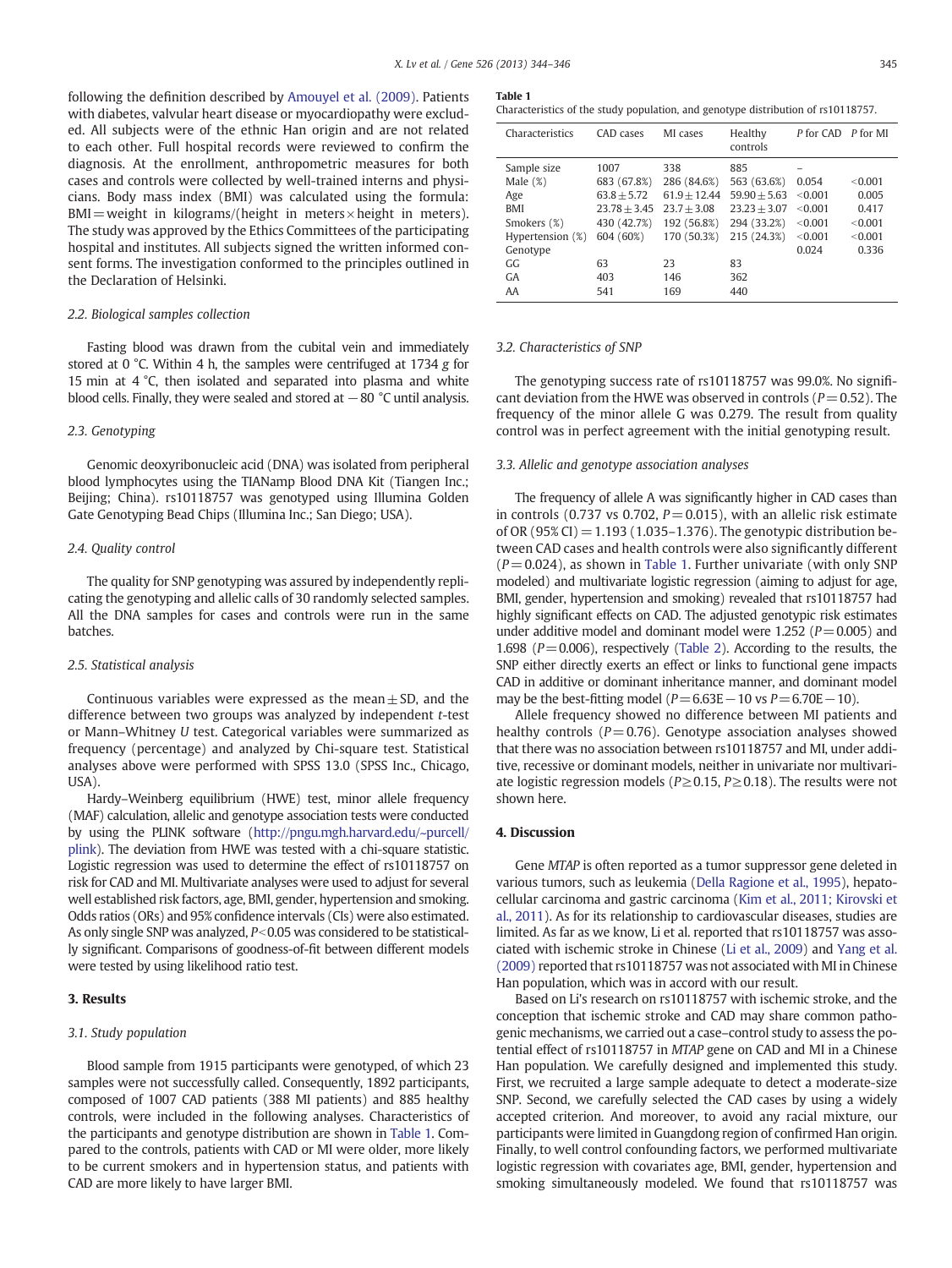following the definition described by Amouyel et al. (2009). Patients with diabetes, valvular heart disease or myocardiopathy were excluded. All subjects were of the ethnic Han origin and are not related to each other. Full hospital records were reviewed to confirm the diagnosis. At the enrollment, anthropometric measures for both cases and controls were collected by well-trained interns and physicians. Body mass index (BMI) was calculated using the formula: BMI = weight in kilograms/(height in meters × height in meters). The study was approved by the Ethics Committees of the participating hospital and institutes. All subjects signed the written informed consent forms. The investigation conformed to the principles outlined in the Declaration of Helsinki.

### 2.2. Biological samples collection

Fasting blood was drawn from the cubital vein and immediately stored at 0 °C. Within 4 h, the samples were centrifuged at 1734 *g* for 15 min at 4 °C, then isolated and separated into plasma and white blood cells. Finally, they were sealed and stored at −80 °C until analysis.

### 2.3. Genotyping

Genomic deoxyribonucleic acid (DNA) was isolated from peripheral blood lymphocytes using the TIANamp Blood DNA Kit (Tiangen Inc.; Beijing; China). rs10118757 was genotyped using Illumina Golden Gate Genotyping Bead Chips (Illumina Inc.; San Diego; USA).

### 2.4. Quality control

The quality for SNP genotyping was assured by independently replicating the genotyping and allelic calls of 30 randomly selected samples. All the DNA samples for cases and controls were run in the same batches.

### 2.5. Statistical analysis

Continuous variables were expressed as the mean ± SD, and the difference between two groups was analyzed by independent *t*-test or Mann–Whitney *U* test. Categorical variables were summarized as frequency (percentage) and analyzed by Chi-square test. Statistical analyses above were performed with SPSS 13.0 (SPSS Inc., Chicago, USA).

Hardy–Weinberg equilibrium (HWE) test, minor allele frequency (MAF) calculation, allelic and genotype association tests were conducted by using the PLINK software (http://pngu.mgh.harvard.edu/~purcell/plink). The deviation from HWE was tested with a chi-square statistic. Logistic regression was used to determine the effect of rs10118757 on risk for CAD and MI. Multivariate analyses were used to adjust for several well established risk factors, age, BMI, gender, hypertension and smoking. Odds ratios (ORs) and 95% confidence intervals (CIs) were also estimated. As only single SNP was analyzed, $P < 0.05$ was considered to be statistically significant. Comparisons of goodness-of-fit between different models were tested by using likelihood ratio test.

## 3. Results

### 3.1. Study population

Blood sample from 1915 participants were genotyped, of which 23 samples were not successfully called. Consequently, 1892 participants, composed of 1007 CAD patients (388 MI patients) and 885 healthy controls, were included in the following analyses. Characteristics of the participants and genotype distribution are shown in Table 1. Compared to the controls, patients with CAD or MI were older, more likely to be current smokers and in hypertension status, and patients with CAD are more likely to have larger BMI.

**Table 1**
Characteristics of the study population, and genotype distribution of rs10118757.

| Characteristics | CAD cases | MI cases | Healthy controls | P for CAD | P for MI |
|---|---|---|---|---|---|
| Sample size | 1007 | 338 | 885 | – | |
| Male (%) | 683 (67.8%) | 286 (84.6%) | 563 (63.6%) | 0.054 | <0.001 |
| Age | 63.8 ± 5.72 | 61.9 ± 12.44 | 59.90 ± 5.63 | <0.001 | 0.005 |
| BMI | 23.78 ± 3.45 | 23.7 ± 3.08 | 23.23 ± 3.07 | <0.001 | 0.417 |
| Smokers (%) | 430 (42.7%) | 192 (56.8%) | 294 (33.2%) | <0.001 | <0.001 |
| Hypertension (%) | 604 (60%) | 170 (50.3%) | 215 (24.3%) | <0.001 | <0.001 |
| Genotype | | | | 0.024 | 0.336 |
| GG | 63 | 23 | 83 | | |
| GA | 403 | 146 | 362 | | |
| AA | 541 | 169 | 440 | | |

### 3.2. Characteristics of SNP

The genotyping success rate of rs10118757 was 99.0%. No significant deviation from the HWE was observed in controls ($P = 0.52$). The frequency of the minor allele G was 0.279. The result from quality control was in perfect agreement with the initial genotyping result.

### 3.3. Allelic and genotype association analyses

The frequency of allele A was significantly higher in CAD cases than in controls (0.737 vs 0.702, $P = 0.015$), with an allelic risk estimate of OR (95% CI) = 1.193 (1.035–1.376). The genotypic distribution between CAD cases and health controls were also significantly different ($P = 0.024$), as shown in Table 1. Further univariate (with only SNP modeled) and multivariate logistic regression (aiming to adjust for age, BMI, gender, hypertension and smoking) revealed that rs10118757 had highly significant effects on CAD. The adjusted genotypic risk estimates under additive model and dominant model were 1.252 ($P = 0.005$) and 1.698 ($P = 0.006$), respectively (Table 2). According to the results, the SNP either directly exerts an effect or links to functional gene impacts CAD in additive or dominant inheritance manner, and dominant model may be the best-fitting model ($P = 6.63\text{E}-10$ vs $P = 6.70\text{E}-10$).

Allele frequency showed no difference between MI patients and healthy controls ($P = 0.76$). Genotype association analyses showed that there was no association between rs10118757 and MI, under additive, recessive or dominant models, neither in univariate nor multivariate logistic regression models ($P \geq 0.15$, $P \geq 0.18$). The results were not shown here.

## 4. Discussion

Gene *MTAP* is often reported as a tumor suppressor gene deleted in various tumors, such as leukemia (Della Ragione et al., 1995), hepatocellular carcinoma and gastric carcinoma (Kim et al., 2011; Kirovski et al., 2011). As for its relationship to cardiovascular diseases, studies are limited. As far as we know, Li et al. reported that rs10118757 was associated with ischemic stroke in Chinese (Li et al., 2009) and Yang et al. (2009) reported that rs10118757 was not associated with MI in Chinese Han population, which was in accord with our result.

Based on Li's research on rs10118757 with ischemic stroke, and the conception that ischemic stroke and CAD may share common pathogenic mechanisms, we carried out a case–control study to assess the potential effect of rs10118757 in *MTAP* gene on CAD and MI in a Chinese Han population. We carefully designed and implemented this study. First, we recruited a large sample adequate to detect a moderate-size SNP. Second, we carefully selected the CAD cases by using a widely accepted criterion. And moreover, to avoid any racial mixture, our participants were limited in Guangdong region of confirmed Han origin. Finally, to well control confounding factors, we performed multivariate logistic regression with covariates age, BMI, gender, hypertension and smoking simultaneously modeled. We found that rs10118757 was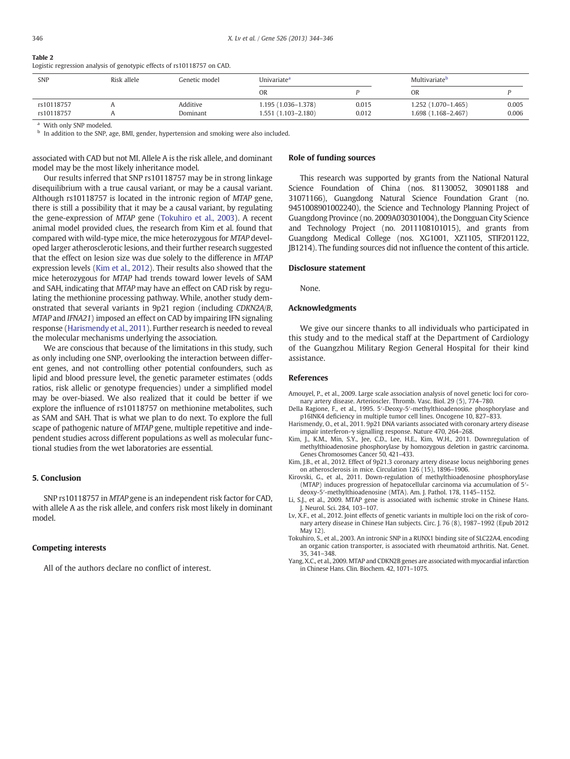**Table 2**
Logistic regression analysis of genotypic effects of rs10118757 on CAD.

| SNP | Risk allele | Genetic model | Univariate[a] | | Multivariate[b] | |
|---|---|---|---|---|---|---|
| | | | OR | P | OR | P |
| rs10118757 | A | Additive | 1.195 (1.036–1.378) | 0.015 | 1.252 (1.070–1.465) | 0.005 |
| rs10118757 | A | Dominant | 1.551 (1.103–2.180) | 0.012 | 1.698 (1.168–2.467) | 0.006 |

[a] With only SNP modeled.
[b] In addition to the SNP, age, BMI, gender, hypertension and smoking were also included.

associated with CAD but not MI. Allele A is the risk allele, and dominant model may be the most likely inheritance model.

Our results inferred that SNP rs10118757 may be in strong linkage disequilibrium with a true causal variant, or may be a causal variant. Although rs10118757 is located in the intronic region of *MTAP* gene, there is still a possibility that it may be a causal variant, by regulating the gene-expression of *MTAP* gene (Tokuhiro et al., 2003). A recent animal model provided clues, the research from Kim et al. found that compared with wild-type mice, the mice heterozygous for *MTAP* developed larger atherosclerotic lesions, and their further research suggested that the effect on lesion size was due solely to the difference in *MTAP* expression levels (Kim et al., 2012). Their results also showed that the mice heterozygous for *MTAP* had trends toward lower levels of SAM and SAH, indicating that *MTAP* may have an effect on CAD risk by regulating the methionine processing pathway. While, another study demonstrated that several variants in 9p21 region (including *CDKN2A/B*, *MTAP* and *IFNA21*) imposed an effect on CAD by impairing IFN signaling response (Harismendy et al., 2011). Further research is needed to reveal the molecular mechanisms underlying the association.

We are conscious that because of the limitations in this study, such as only including one SNP, overlooking the interaction between different genes, and not controlling other potential confounders, such as lipid and blood pressure level, the genetic parameter estimates (odds ratios, risk allelic or genotype frequencies) under a simplified model may be over-biased. We also realized that it could be better if we explore the influence of rs10118757 on methionine metabolites, such as SAM and SAH. That is what we plan to do next. To explore the full scape of pathogenic nature of *MTAP* gene, multiple repetitive and independent studies across different populations as well as molecular functional studies from the wet laboratories are essential.

## 5. Conclusion

SNP rs10118757 in *MTAP* gene is an independent risk factor for CAD, with allele A as the risk allele, and confers risk most likely in dominant model.

## Competing interests

All of the authors declare no conflict of interest.

## Role of funding sources

This research was supported by grants from the National Natural Science Foundation of China (nos. 81130052, 30901188 and 31071166), Guangdong Natural Science Foundation Grant (no. 9451008901002240), the Science and Technology Planning Project of Guangdong Province (no. 2009A030301004), the Dongguan City Science and Technology Project (no. 2011108101015), and grants from Guangdong Medical College (nos. XG1001, XZ1105, STIF201122, JB1214). The funding sources did not influence the content of this article.

## Disclosure statement

None.

## Acknowledgments

We give our sincere thanks to all individuals who participated in this study and to the medical staff at the Department of Cardiology of the Guangzhou Military Region General Hospital for their kind assistance.

## References

Amouyel, P., et al., 2009. Large scale association analysis of novel genetic loci for coronary artery disease. Arterioscler. Thromb. Vasc. Biol. 29 (5), 774–780.

Della Ragione, F., et al., 1995. 5′-Deoxy-5′-methylthioadenosine phosphorylase and p16INK4 deficiency in multiple tumor cell lines. Oncogene 10, 827–833.

Harismendy, O., et al., 2011. 9p21 DNA variants associated with coronary artery disease impair interferon-γ signalling response. Nature 470, 264–268.

Kim, J., K.M., Min, S.Y., Jee, C.D., Lee, H.E., Kim, W.H., 2011. Downregulation of methylthioadenosine phosphorylase by homozygous deletion in gastric carcinoma. Genes Chromosomes Cancer 50, 421–433.

Kim, J.B., et al., 2012. Effect of 9p21.3 coronary artery disease locus neighboring genes on atherosclerosis in mice. Circulation 126 (15), 1896–1906.

Kirovski, G., et al., 2011. Down-regulation of methylthioadenosine phosphorylase (MTAP) induces progression of hepatocellular carcinoma via accumulation of 5′-deoxy-5′-methylthioadenosine (MTA). Am. J. Pathol. 178, 1145–1152.

Li, S.J., et al., 2009. MTAP gene is associated with ischemic stroke in Chinese Hans. J. Neurol. Sci. 284, 103–107.

Lv, X.F., et al., 2012. Joint effects of genetic variants in multiple loci on the risk of coronary artery disease in Chinese Han subjects. Circ. J. 76 (8), 1987–1992 (Epub 2012 May 12).

Tokuhiro, S., et al., 2003. An intronic SNP in a RUNX1 binding site of SLC22A4, encoding an organic cation transporter, is associated with rheumatoid arthritis. Nat. Genet. 35, 341–348.

Yang, X.C., et al., 2009. MTAP and CDKN2B genes are associated with myocardial infarction in Chinese Hans. Clin. Biochem. 42, 1071–1075.